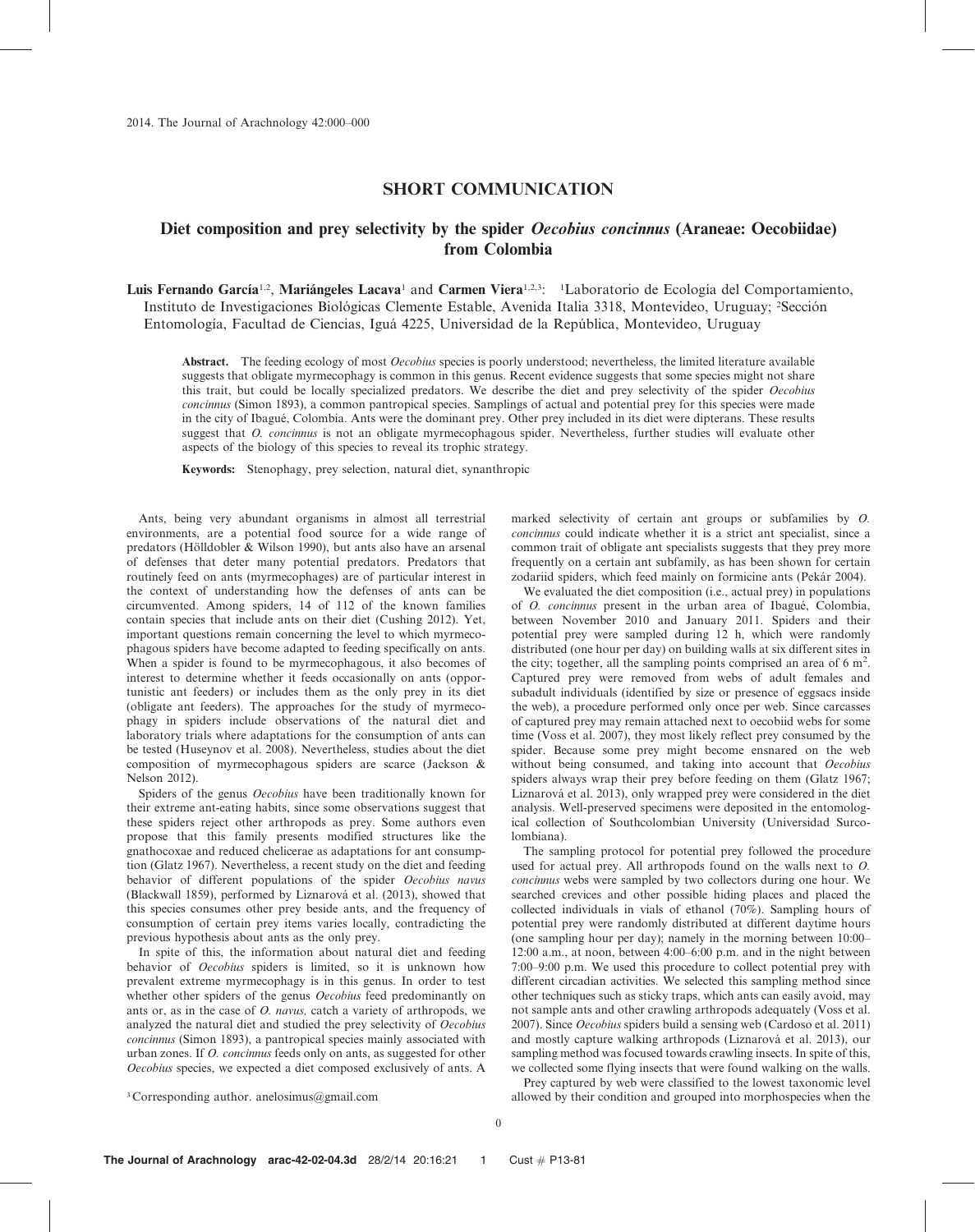## SHORT COMMUNICATION

# Diet composition and prey selectivity by the spider *Oecobius concinnus* (Araneae: Oecobiidae) from Colombia

**Luis Fernando García**[1,2], **Mariángeles Lacava**[1] and **Carmen Viera**[1,2,3]: [1]Laboratorio de Ecología del Comportamiento, Instituto de Investigaciones Biológicas Clemente Estable, Avenida Italia 3318, Montevideo, Uruguay; [2]Sección Entomología, Facultad de Ciencias, Iguá 4225, Universidad de la República, Montevideo, Uruguay

**Abstract.** The feeding ecology of most *Oecobius* species is poorly understood; nevertheless, the limited literature available suggests that obligate myrmecophagy is common in this genus. Recent evidence suggests that some species might not share this trait, but could be locally specialized predators. We describe the diet and prey selectivity of the spider *Oecobius concinnus* (Simon 1893), a common pantropical species. Samplings of actual and potential prey for this species were made in the city of Ibagué, Colombia. Ants were the dominant prey. Other prey included in its diet were dipterans. These results suggest that *O. concinnus* is not an obligate myrmecophagous spider. Nevertheless, further studies will evaluate other aspects of the biology of this species to reveal its trophic strategy.

**Keywords:** Stenophagy, prey selection, natural diet, synanthropic

Ants, being very abundant organisms in almost all terrestrial environments, are a potential food source for a wide range of predators (Hölldobler & Wilson 1990), but ants also have an arsenal of defenses that deter many potential predators. Predators that routinely feed on ants (myrmecophages) are of particular interest in the context of understanding how the defenses of ants can be circumvented. Among spiders, 14 of 112 of the known families contain species that include ants on their diet (Cushing 2012). Yet, important questions remain concerning the level to which myrmecophagous spiders have become adapted to feeding specifically on ants. When a spider is found to be myrmecophagous, it also becomes of interest to determine whether it feeds occasionally on ants (opportunistic ant feeders) or includes them as the only prey in its diet (obligate ant feeders). The approaches for the study of myrmecophagy in spiders include observations of the natural diet and laboratory trials where adaptations for the consumption of ants can be tested (Huseynov et al. 2008). Nevertheless, studies about the diet composition of myrmecophagous spiders are scarce (Jackson & Nelson 2012).

Spiders of the genus *Oecobius* have been traditionally known for their extreme ant-eating habits, since some observations suggest that these spiders reject other arthropods as prey. Some authors even propose that this family presents modified structures like the gnathocoxae and reduced chelicerae as adaptations for ant consumption (Glatz 1967). Nevertheless, a recent study on the diet and feeding behavior of different populations of the spider *Oecobius navus* (Blackwall 1859), performed by Liznarová et al. (2013), showed that this species consumes other prey items beside ants, and the frequency of consumption of certain prey items varies locally, contradicting the previous hypothesis about ants as the only prey.

In spite of this, the information about natural diet and feeding behavior of *Oecobius* spiders is limited, so it is unknown how prevalent extreme myrmecophagy is in this genus. In order to test whether other spiders of the genus *Oecobius* feed predominantly on ants or, as in the case of *O. navus,* catch a variety of arthropods, we analyzed the natural diet and studied the prey selectivity of *Oecobius concinnus* (Simon 1893), a pantropical species mainly associated with urban zones. If *O. concinnus* feeds only on ants, as suggested for other *Oecobius* species, we expected a diet composed exclusively of ants. A marked selectivity of certain ant groups or subfamilies by *O. concinnus* could indicate whether it is a strict ant specialist, since a common trait of obligate ant specialists suggests that they prey more frequently on a certain ant subfamily, as has been shown for certain zodariid spiders, which feed mainly on formicine ants (Pekár 2004).

We evaluated the diet composition (i.e., actual prey) in populations of *O. concinnus* present in the urban area of Ibagué, Colombia, between November 2010 and January 2011. Spiders and their potential prey were sampled during 12 h, which were randomly distributed (one hour per day) on building walls at six different sites in the city; together, all the sampling points comprised an area of 6 m$^2$. Captured prey were removed from webs of adult females and subadult individuals (identified by size or presence of eggsacs inside the web), a procedure performed only once per web. Since carcasses of captured prey may remain attached next to oecobiid webs for some time (Voss et al. 2007), they most likely reflect prey consumed by the spider. Because some prey might become ensnared on the web without being consumed, and taking into account that *Oecobius* spiders always wrap their prey before feeding on them (Glatz 1967; Liznarová et al. 2013), only wrapped prey were considered in the diet analysis. Well-preserved specimens were deposited in the entomological collection of Southcolombian University (Universidad Surcolombiana).

The sampling protocol for potential prey followed the procedure used for actual prey. All arthropods found on the walls next to *O. concinnus* webs were sampled by two collectors during one hour. We searched crevices and other possible hiding places and placed the collected individuals in vials of ethanol (70%). Sampling hours of potential prey were randomly distributed at different daytime hours (one sampling hour per day); namely in the morning between 10:00–12:00 a.m., at noon, between 4:00–6:00 p.m. and in the night between 7:00–9:00 p.m. We used this procedure to collect potential prey with different circadian activities. We selected this sampling method since other techniques such as sticky traps, which ants can easily avoid, may not sample ants and other crawling arthropods adequately (Voss et al. 2007). Since *Oecobius* spiders build a sensing web (Cardoso et al. 2011) and mostly capture walking arthropods (Liznarová et al. 2013), our sampling method was focused towards crawling insects. In spite of this, we collected some flying insects that were found walking on the walls.

Prey captured by web were classified to the lowest taxonomic level allowed by their condition and grouped into morphospecies when the

[3]Corresponding author. anelosimus@gmail.com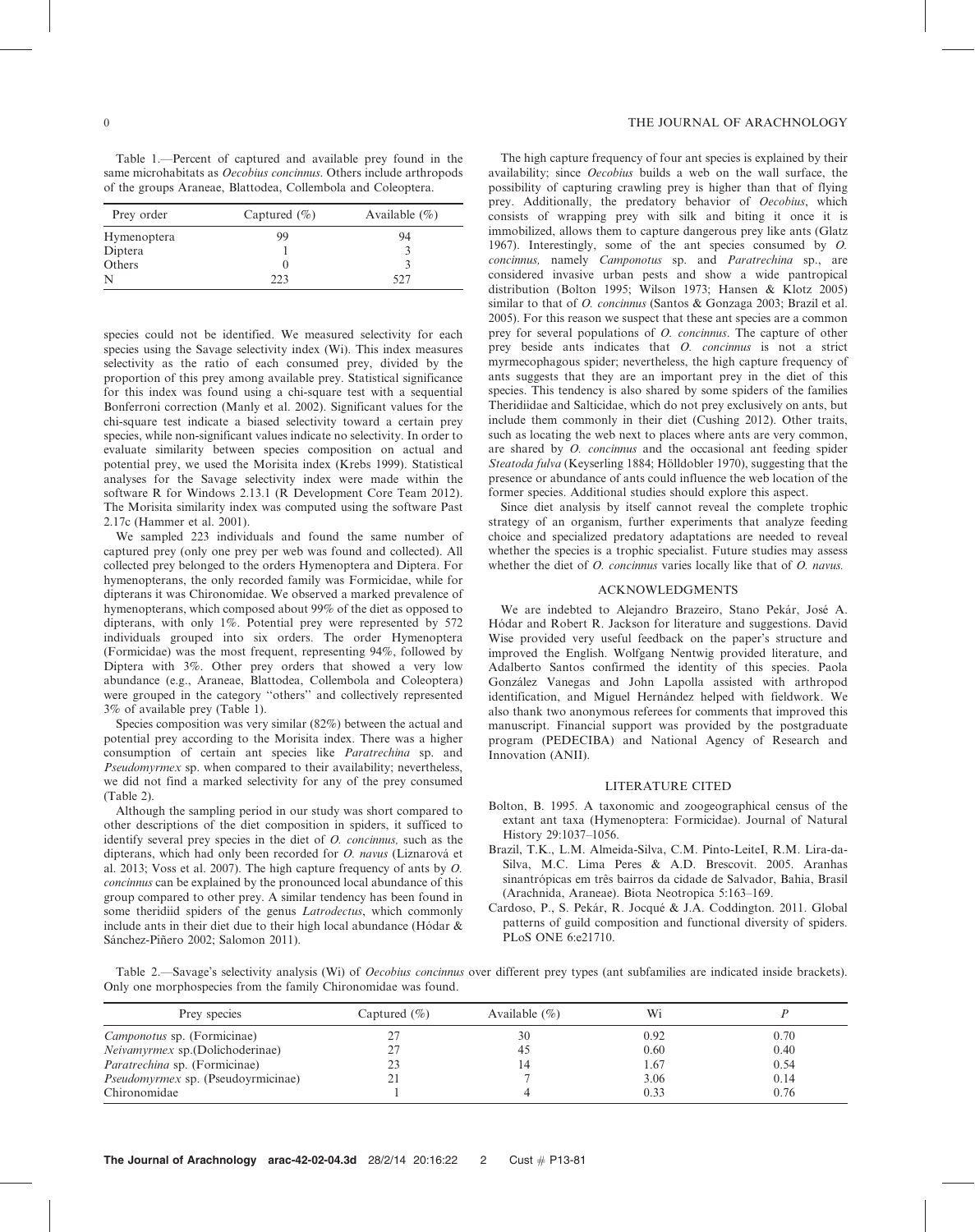Table 1.—Percent of captured and available prey found in the same microhabitats as *Oecobius concinnus*. Others include arthropods of the groups Araneae, Blattodea, Collembola and Coleoptera.

| Prey order | Captured (%) | Available (%) |
|---|---|---|
| Hymenoptera | 99 | 94 |
| Diptera | 1 | 3 |
| Others | 0 | 3 |
| N | 223 | 527 |

species could not be identified. We measured selectivity for each species using the Savage selectivity index (Wi). This index measures selectivity as the ratio of each consumed prey, divided by the proportion of this prey among available prey. Statistical significance for this index was found using a chi-square test with a sequential Bonferroni correction (Manly et al. 2002). Significant values for the chi-square test indicate a biased selectivity toward a certain prey species, while non-significant values indicate no selectivity. In order to evaluate similarity between species composition on actual and potential prey, we used the Morisita index (Krebs 1999). Statistical analyses for the Savage selectivity index were made within the software R for Windows 2.13.1 (R Development Core Team 2012). The Morisita similarity index was computed using the software Past 2.17c (Hammer et al. 2001).

We sampled 223 individuals and found the same number of captured prey (only one prey per web was found and collected). All collected prey belonged to the orders Hymenoptera and Diptera. For hymenopterans, the only recorded family was Formicidae, while for dipterans it was Chironomidae. We observed a marked prevalence of hymenopterans, which composed about 99% of the diet as opposed to dipterans, with only 1%. Potential prey were represented by 572 individuals grouped into six orders. The order Hymenoptera (Formicidae) was the most frequent, representing 94%, followed by Diptera with 3%. Other prey orders that showed a very low abundance (e.g., Araneae, Blattodea, Collembola and Coleoptera) were grouped in the category ''others'' and collectively represented 3% of available prey (Table 1).

Species composition was very similar (82%) between the actual and potential prey according to the Morisita index. There was a higher consumption of certain ant species like *Paratrechina* sp. and *Pseudomyrmex* sp. when compared to their availability; nevertheless, we did not find a marked selectivity for any of the prey consumed (Table 2).

Although the sampling period in our study was short compared to other descriptions of the diet composition in spiders, it sufficed to identify several prey species in the diet of *O. concinnus,* such as the dipterans, which had only been recorded for *O. navus* (Liznarová et al. 2013; Voss et al. 2007). The high capture frequency of ants by *O. concinnus* can be explained by the pronounced local abundance of this group compared to other prey. A similar tendency has been found in some theridiid spiders of the genus *Latrodectus*, which commonly include ants in their diet due to their high local abundance (Hódar & Sánchez-Piñero 2002; Salomon 2011).

The high capture frequency of four ant species is explained by their availability; since *Oecobius* builds a web on the wall surface, the possibility of capturing crawling prey is higher than that of flying prey. Additionally, the predatory behavior of *Oecobius*, which consists of wrapping prey with silk and biting it once it is immobilized, allows them to capture dangerous prey like ants (Glatz 1967). Interestingly, some of the ant species consumed by *O. concinnus,* namely *Camponotus* sp. and *Paratrechina* sp., are considered invasive urban pests and show a wide pantropical distribution (Bolton 1995; Wilson 1973; Hansen & Klotz 2005) similar to that of *O. concinnus* (Santos & Gonzaga 2003; Brazil et al. 2005). For this reason we suspect that these ant species are a common prey for several populations of *O. concinnus*. The capture of other prey beside ants indicates that *O. concinnus* is not a strict myrmecophagous spider; nevertheless, the high capture frequency of ants suggests that they are an important prey in the diet of this species. This tendency is also shared by some spiders of the families Theridiidae and Salticidae, which do not prey exclusively on ants, but include them commonly in their diet (Cushing 2012). Other traits, such as locating the web next to places where ants are very common, are shared by *O. concinnus* and the occasional ant feeding spider *Steatoda fulva* (Keyserling 1884; Hölldobler 1970), suggesting that the presence or abundance of ants could influence the web location of the former species. Additional studies should explore this aspect.

Since diet analysis by itself cannot reveal the complete trophic strategy of an organism, further experiments that analyze feeding choice and specialized predatory adaptations are needed to reveal whether the species is a trophic specialist. Future studies may assess whether the diet of *O. concinnus* varies locally like that of *O. navus.*

## ACKNOWLEDGMENTS

We are indebted to Alejandro Brazeiro, Stano Pekár, José A. Hódar and Robert R. Jackson for literature and suggestions. David Wise provided very useful feedback on the paper's structure and improved the English. Wolfgang Nentwig provided literature, and Adalberto Santos confirmed the identity of this species. Paola González Vanegas and John Lapolla assisted with arthropod identification, and Miguel Hernández helped with fieldwork. We also thank two anonymous referees for comments that improved this manuscript. Financial support was provided by the postgraduate program (PEDECIBA) and National Agency of Research and Innovation (ANII).

## LITERATURE CITED

Bolton, B. 1995. A taxonomic and zoogeographical census of the extant ant taxa (Hymenoptera: Formicidae). Journal of Natural History 29:1037–1056.

Brazil, T.K., L.M. Almeida-Silva, C.M. Pinto-LeiteI, R.M. Lira-da-Silva, M.C. Lima Peres & A.D. Brescovit. 2005. Aranhas sinantrópicas em três bairros da cidade de Salvador, Bahia, Brasil (Arachnida, Araneae). Biota Neotropica 5:163–169.

Cardoso, P., S. Pekár, R. Jocqué & J.A. Coddington. 2011. Global patterns of guild composition and functional diversity of spiders. PLoS ONE 6:e21710.

Table 2.—Savage's selectivity analysis (Wi) of *Oecobius concinnus* over different prey types (ant subfamilies are indicated inside brackets). Only one morphospecies from the family Chironomidae was found.

| Prey species | Captured (%) | Available (%) | Wi | *P* |
|---|---|---|---|---|
| *Camponotus* sp. (Formicinae) | 27 | 30 | 0.92 | 0.70 |
| *Neivamyrmex* sp.(Dolichoderinae) | 27 | 45 | 0.60 | 0.40 |
| *Paratrechina* sp. (Formicinae) | 23 | 14 | 1.67 | 0.54 |
| *Pseudomyrmex* sp. (Pseudoyrmicinae) | 21 | 7 | 3.06 | 0.14 |
| Chironomidae | 1 | 4 | 0.33 | 0.76 |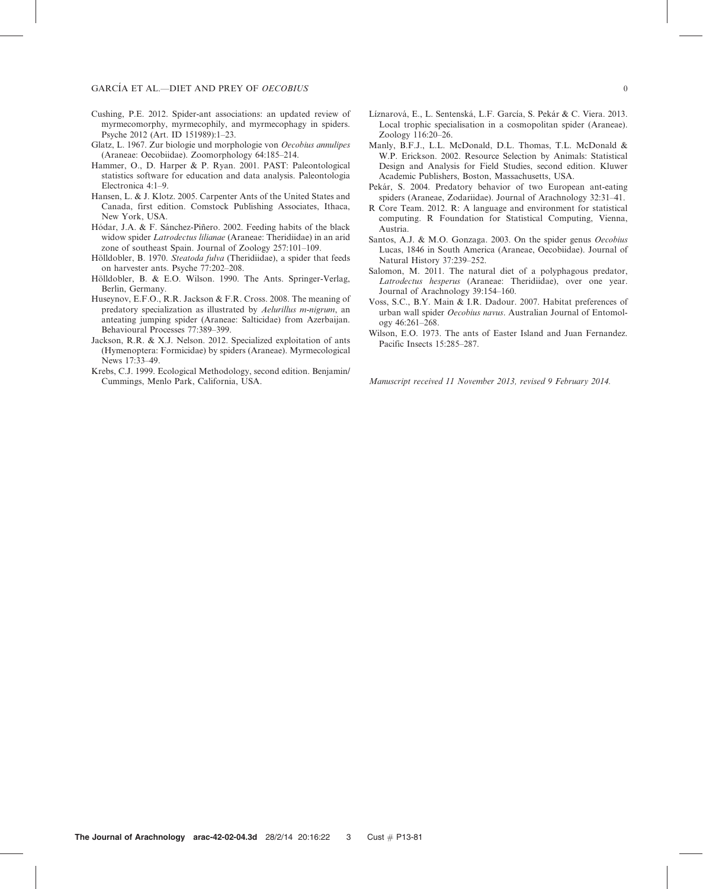Cushing, P.E. 2012. Spider-ant associations: an updated review of myrmecomorphy, myrmecophily, and myrmecophagy in spiders. Psyche 2012 (Art. ID 151989):1–23.

Glatz, L. 1967. Zur biologie und morphologie von *Oecobius annulipes* (Araneae: Oecobiidae). Zoomorphology 64:185–214.

Hammer, O., D. Harper & P. Ryan. 2001. PAST: Paleontological statistics software for education and data analysis. Paleontologia Electronica 4:1–9.

Hansen, L. & J. Klotz. 2005. Carpenter Ants of the United States and Canada, first edition. Comstock Publishing Associates, Ithaca, New York, USA.

Hódar, J.A. & F. Sánchez-Piñero. 2002. Feeding habits of the black widow spider *Latrodectus lilianae* (Araneae: Theridiidae) in an arid zone of southeast Spain. Journal of Zoology 257:101–109.

Hölldobler, B. 1970. *Steatoda fulva* (Theridiidae), a spider that feeds on harvester ants. Psyche 77:202–208.

Hölldobler, B. & E.O. Wilson. 1990. The Ants. Springer-Verlag, Berlin, Germany.

Huseynov, E.F.O., R.R. Jackson & F.R. Cross. 2008. The meaning of predatory specialization as illustrated by *Aelurillus m-nigrum*, an anteating jumping spider (Araneae: Salticidae) from Azerbaijan. Behavioural Processes 77:389–399.

Jackson, R.R. & X.J. Nelson. 2012. Specialized exploitation of ants (Hymenoptera: Formicidae) by spiders (Araneae). Myrmecological News 17:33–49.

Krebs, C.J. 1999. Ecological Methodology, second edition. Benjamin/Cummings, Menlo Park, California, USA.

Líznarová, E., L. Sentenská, L.F. García, S. Pekár & C. Viera. 2013. Local trophic specialisation in a cosmopolitan spider (Araneae). Zoology 116:20–26.

Manly, B.F.J., L.L. McDonald, D.L. Thomas, T.L. McDonald & W.P. Erickson. 2002. Resource Selection by Animals: Statistical Design and Analysis for Field Studies, second edition. Kluwer Academic Publishers, Boston, Massachusetts, USA.

Pekár, S. 2004. Predatory behavior of two European ant-eating spiders (Araneae, Zodariidae). Journal of Arachnology 32:31–41.

R Core Team. 2012. R: A language and environment for statistical computing. R Foundation for Statistical Computing, Vienna, Austria.

Santos, A.J. & M.O. Gonzaga. 2003. On the spider genus *Oecobius* Lucas, 1846 in South America (Araneae, Oecobiidae). Journal of Natural History 37:239–252.

Salomon, M. 2011. The natural diet of a polyphagous predator, *Latrodectus hesperus* (Araneae: Theridiidae), over one year. Journal of Arachnology 39:154–160.

Voss, S.C., B.Y. Main & I.R. Dadour. 2007. Habitat preferences of urban wall spider *Oecobius navus*. Australian Journal of Entomology 46:261–268.

Wilson, E.O. 1973. The ants of Easter Island and Juan Fernandez. Pacific Insects 15:285–287.

*Manuscript received 11 November 2013, revised 9 February 2014.*